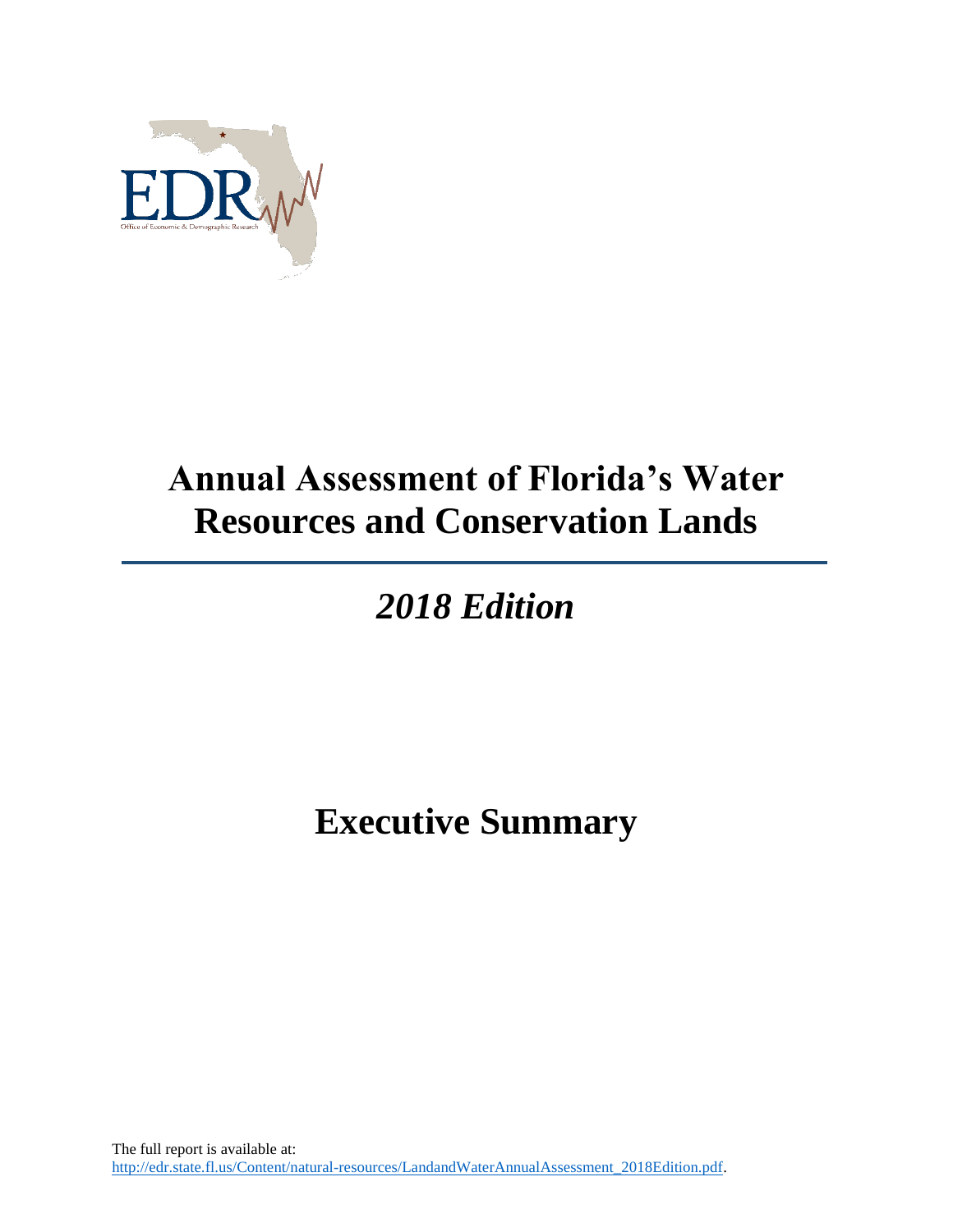# Annual Assessment of Florida's Water Resources and Conservation Lands

## *2018 Edition*

# Executive Summary

The full report is available at:
[http://edr.state.fl.us/Content/natural-resources/LandandWaterAnnualAssessment_2018Edition.pdf](http://edr.state.fl.us/Content/natural-resources/LandandWaterAnnualAssessment_2018Edition.pdf).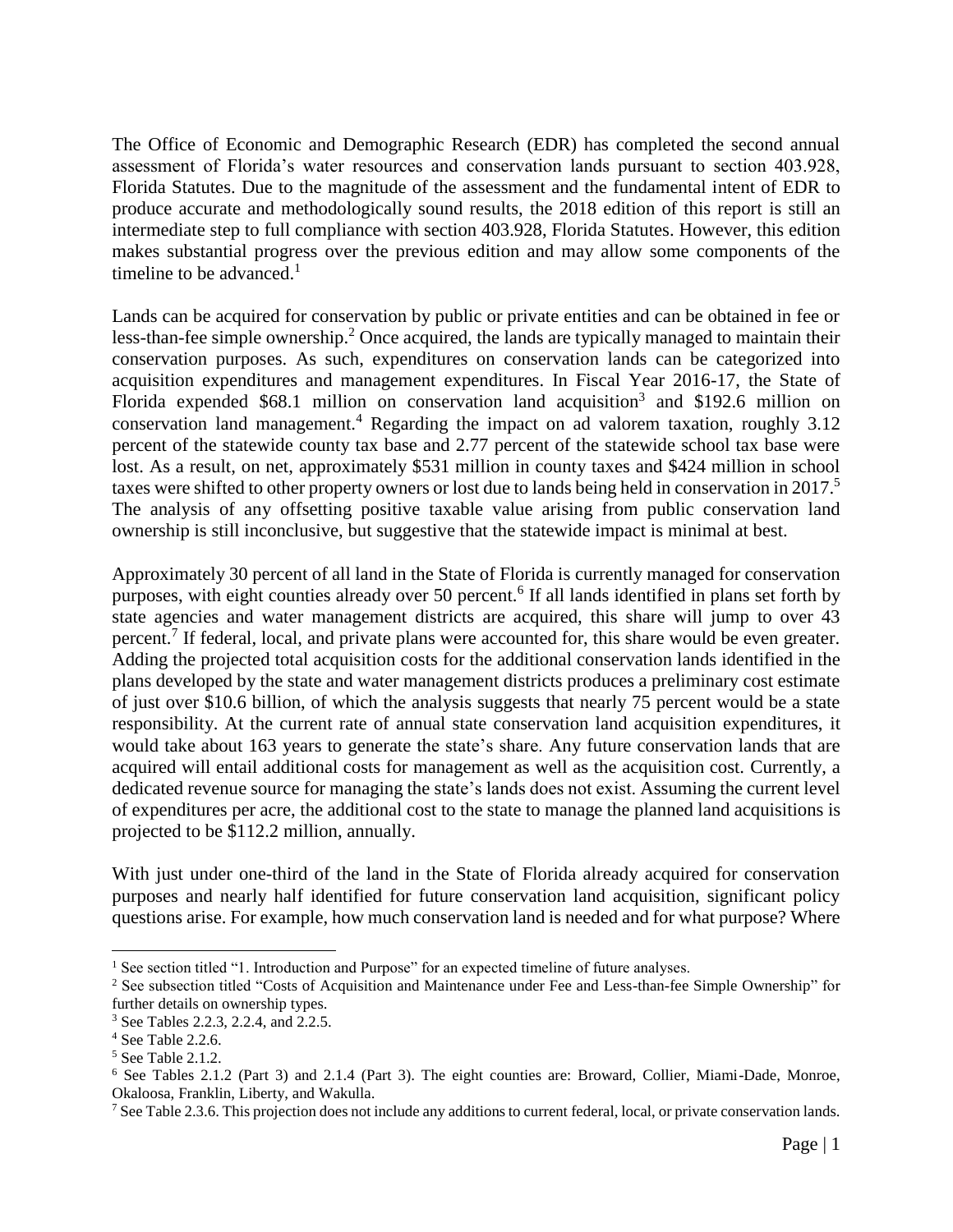The Office of Economic and Demographic Research (EDR) has completed the second annual assessment of Florida's water resources and conservation lands pursuant to section 403.928, Florida Statutes. Due to the magnitude of the assessment and the fundamental intent of EDR to produce accurate and methodologically sound results, the 2018 edition of this report is still an intermediate step to full compliance with section 403.928, Florida Statutes. However, this edition makes substantial progress over the previous edition and may allow some components of the timeline to be advanced.[1]

Lands can be acquired for conservation by public or private entities and can be obtained in fee or less-than-fee simple ownership.[2] Once acquired, the lands are typically managed to maintain their conservation purposes. As such, expenditures on conservation lands can be categorized into acquisition expenditures and management expenditures. In Fiscal Year 2016-17, the State of Florida expended $68.1 million on conservation land acquisition[3] and $192.6 million on conservation land management.[4] Regarding the impact on ad valorem taxation, roughly 3.12 percent of the statewide county tax base and 2.77 percent of the statewide school tax base were lost. As a result, on net, approximately $531 million in county taxes and $424 million in school taxes were shifted to other property owners or lost due to lands being held in conservation in 2017.[5] The analysis of any offsetting positive taxable value arising from public conservation land ownership is still inconclusive, but suggestive that the statewide impact is minimal at best.

Approximately 30 percent of all land in the State of Florida is currently managed for conservation purposes, with eight counties already over 50 percent.[6] If all lands identified in plans set forth by state agencies and water management districts are acquired, this share will jump to over 43 percent.[7] If federal, local, and private plans were accounted for, this share would be even greater. Adding the projected total acquisition costs for the additional conservation lands identified in the plans developed by the state and water management districts produces a preliminary cost estimate of just over $10.6 billion, of which the analysis suggests that nearly 75 percent would be a state responsibility. At the current rate of annual state conservation land acquisition expenditures, it would take about 163 years to generate the state's share. Any future conservation lands that are acquired will entail additional costs for management as well as the acquisition cost. Currently, a dedicated revenue source for managing the state's lands does not exist. Assuming the current level of expenditures per acre, the additional cost to the state to manage the planned land acquisitions is projected to be $112.2 million, annually.

With just under one-third of the land in the State of Florida already acquired for conservation purposes and nearly half identified for future conservation land acquisition, significant policy questions arise. For example, how much conservation land is needed and for what purpose? Where

---

[1] See section titled "1. Introduction and Purpose" for an expected timeline of future analyses.

[2] See subsection titled "Costs of Acquisition and Maintenance under Fee and Less-than-fee Simple Ownership" for further details on ownership types.

[3] See Tables 2.2.3, 2.2.4, and 2.2.5.

[4] See Table 2.2.6.

[5] See Table 2.1.2.

[6] See Tables 2.1.2 (Part 3) and 2.1.4 (Part 3). The eight counties are: Broward, Collier, Miami-Dade, Monroe, Okaloosa, Franklin, Liberty, and Wakulla.

[7] See Table 2.3.6. This projection does not include any additions to current federal, local, or private conservation lands.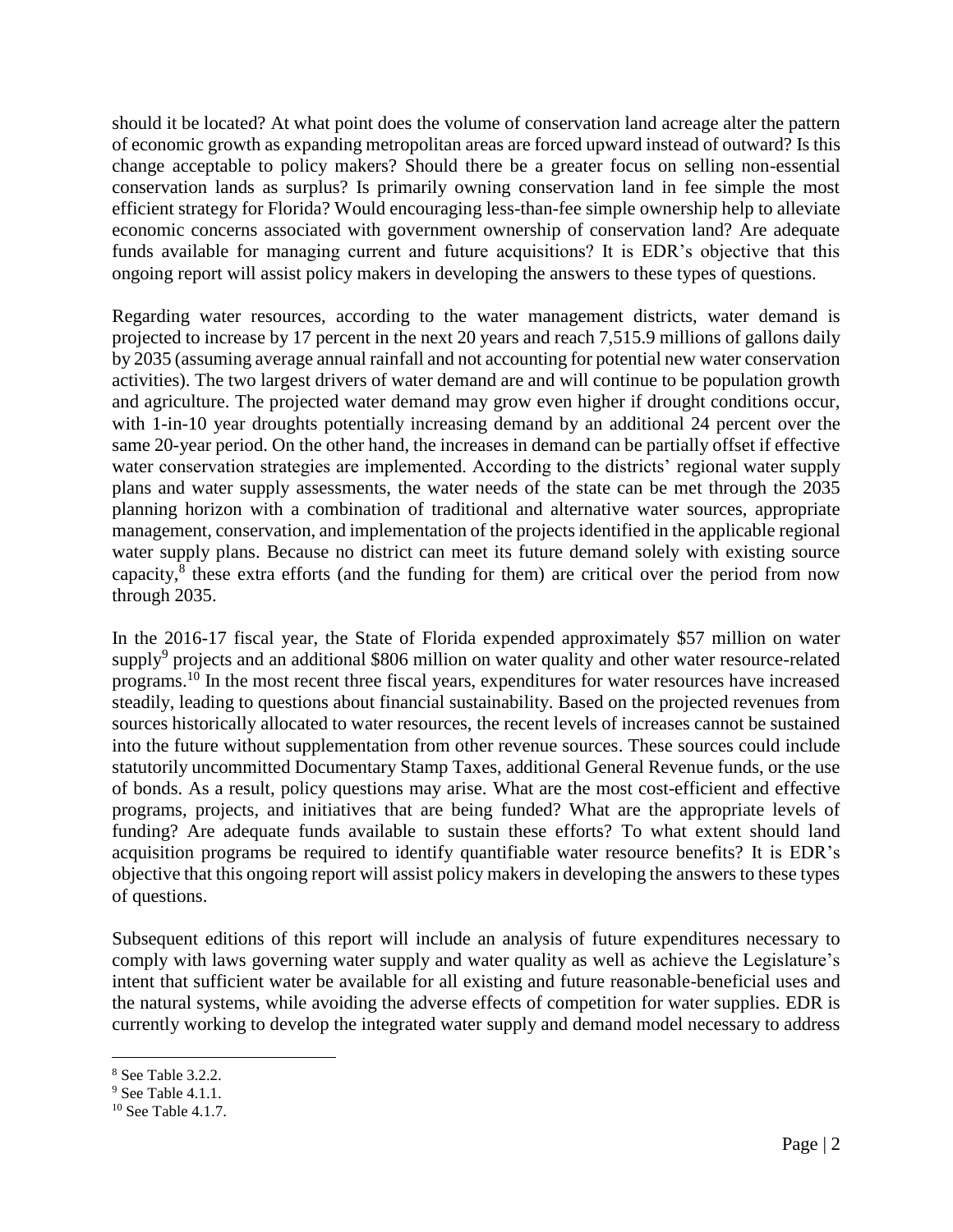should it be located? At what point does the volume of conservation land acreage alter the pattern of economic growth as expanding metropolitan areas are forced upward instead of outward? Is this change acceptable to policy makers? Should there be a greater focus on selling non-essential conservation lands as surplus? Is primarily owning conservation land in fee simple the most efficient strategy for Florida? Would encouraging less-than-fee simple ownership help to alleviate economic concerns associated with government ownership of conservation land? Are adequate funds available for managing current and future acquisitions? It is EDR's objective that this ongoing report will assist policy makers in developing the answers to these types of questions.

Regarding water resources, according to the water management districts, water demand is projected to increase by 17 percent in the next 20 years and reach 7,515.9 millions of gallons daily by 2035 (assuming average annual rainfall and not accounting for potential new water conservation activities). The two largest drivers of water demand are and will continue to be population growth and agriculture. The projected water demand may grow even higher if drought conditions occur, with 1-in-10 year droughts potentially increasing demand by an additional 24 percent over the same 20-year period. On the other hand, the increases in demand can be partially offset if effective water conservation strategies are implemented. According to the districts' regional water supply plans and water supply assessments, the water needs of the state can be met through the 2035 planning horizon with a combination of traditional and alternative water sources, appropriate management, conservation, and implementation of the projects identified in the applicable regional water supply plans. Because no district can meet its future demand solely with existing source capacity,[8] these extra efforts (and the funding for them) are critical over the period from now through 2035.

In the 2016-17 fiscal year, the State of Florida expended approximately $57 million on water supply[9] projects and an additional $806 million on water quality and other water resource-related programs.[10] In the most recent three fiscal years, expenditures for water resources have increased steadily, leading to questions about financial sustainability. Based on the projected revenues from sources historically allocated to water resources, the recent levels of increases cannot be sustained into the future without supplementation from other revenue sources. These sources could include statutorily uncommitted Documentary Stamp Taxes, additional General Revenue funds, or the use of bonds. As a result, policy questions may arise. What are the most cost-efficient and effective programs, projects, and initiatives that are being funded? What are the appropriate levels of funding? Are adequate funds available to sustain these efforts? To what extent should land acquisition programs be required to identify quantifiable water resource benefits? It is EDR's objective that this ongoing report will assist policy makers in developing the answers to these types of questions.

Subsequent editions of this report will include an analysis of future expenditures necessary to comply with laws governing water supply and water quality as well as achieve the Legislature's intent that sufficient water be available for all existing and future reasonable-beneficial uses and the natural systems, while avoiding the adverse effects of competition for water supplies. EDR is currently working to develop the integrated water supply and demand model necessary to address

---

[8] See Table 3.2.2.

[9] See Table 4.1.1.

[10] See Table 4.1.7.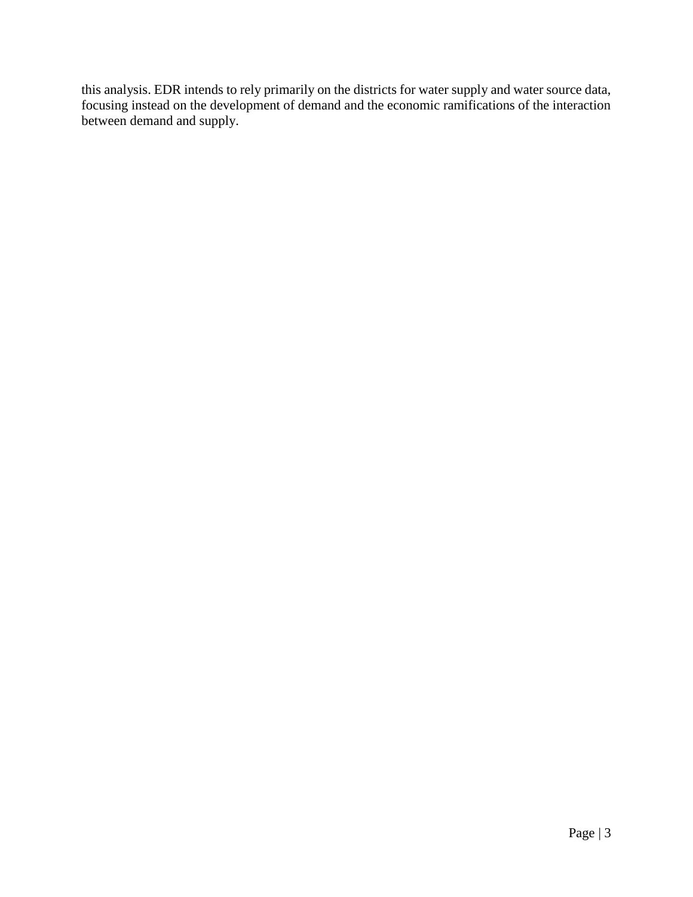this analysis. EDR intends to rely primarily on the districts for water supply and water source data, focusing instead on the development of demand and the economic ramifications of the interaction between demand and supply.